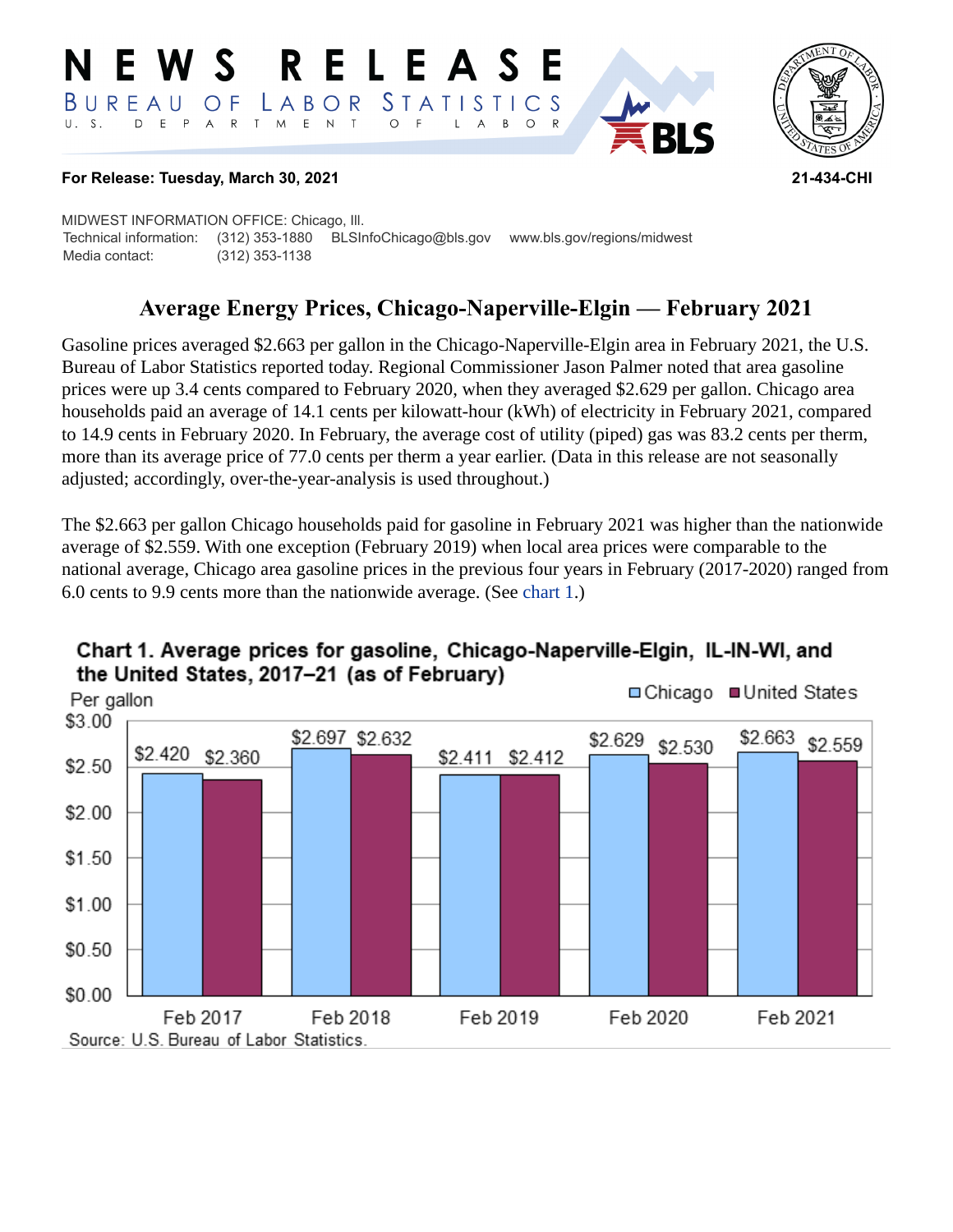# NEWS RELEASE

**BUREAU OF LABOR STATISTICS**

U. S. DEPARTMENT OF LABOR

**For Release: Tuesday, March 30, 2021** **21-434-CHI**

MIDWEST INFORMATION OFFICE: Chicago, Ill.
Technical information: (312) 353-1880 BLSInfoChicago@bls.gov www.bls.gov/regions/midwest
Media contact: (312) 353-1138

## Average Energy Prices, Chicago-Naperville-Elgin — February 2021

Gasoline prices averaged $2.663 per gallon in the Chicago-Naperville-Elgin area in February 2021, the U.S. Bureau of Labor Statistics reported today. Regional Commissioner Jason Palmer noted that area gasoline prices were up 3.4 cents compared to February 2020, when they averaged $2.629 per gallon. Chicago area households paid an average of 14.1 cents per kilowatt-hour (kWh) of electricity in February 2021, compared to 14.9 cents in February 2020. In February, the average cost of utility (piped) gas was 83.2 cents per therm, more than its average price of 77.0 cents per therm a year earlier. (Data in this release are not seasonally adjusted; accordingly, over-the-year-analysis is used throughout.)

The $2.663 per gallon Chicago households paid for gasoline in February 2021 was higher than the nationwide average of $2.559. With one exception (February 2019) when local area prices were comparable to the national average, Chicago area gasoline prices in the previous four years in February (2017-2020) ranged from 6.0 cents to 9.9 cents more than the nationwide average. (See chart 1.)

**Chart 1. Average prices for gasoline, Chicago-Naperville-Elgin, IL-IN-WI, and the United States, 2017–21 (as of February)**

Per gallon

| | Chicago | United States |
|---|---|---|
| Feb 2017 | $2.420 | $2.360 |
| Feb 2018 | $2.697 | $2.632 |
| Feb 2019 | $2.411 | $2.412 |
| Feb 2020 | $2.629 | $2.530 |
| Feb 2021 | $2.663 | $2.559 |

Source: U.S. Bureau of Labor Statistics.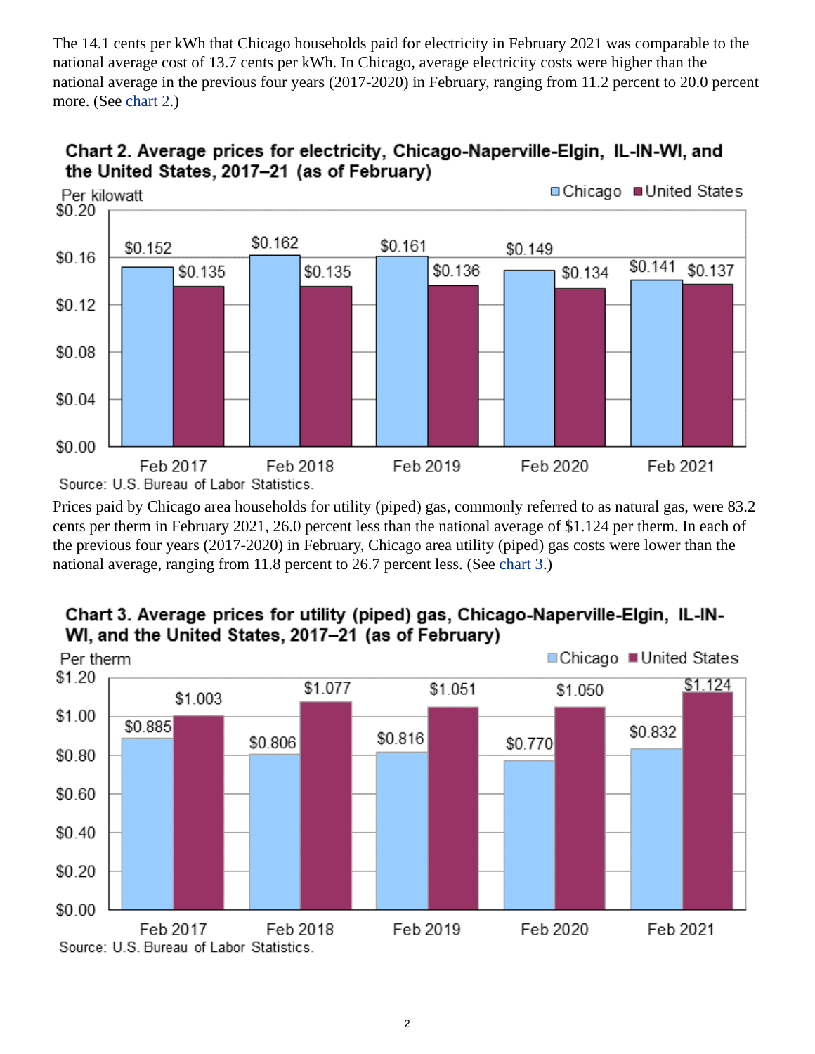The 14.1 cents per kWh that Chicago households paid for electricity in February 2021 was comparable to the national average cost of 13.7 cents per kWh. In Chicago, average electricity costs were higher than the national average in the previous four years (2017-2020) in February, ranging from 11.2 percent to 20.0 percent more. (See chart 2.)

**Chart 2. Average prices for electricity, Chicago-Naperville-Elgin, IL-IN-WI, and the United States, 2017–21 (as of February)**

Per kilowatt

| | Chicago | United States |
|---|---|---|
| Feb 2017 | $0.152 | $0.135 |
| Feb 2018 | $0.162 | $0.135 |
| Feb 2019 | $0.161 | $0.136 |
| Feb 2020 | $0.149 | $0.134 |
| Feb 2021 | $0.141 | $0.137 |

Source: U.S. Bureau of Labor Statistics.

Prices paid by Chicago area households for utility (piped) gas, commonly referred to as natural gas, were 83.2 cents per therm in February 2021, 26.0 percent less than the national average of $1.124 per therm. In each of the previous four years (2017-2020) in February, Chicago area utility (piped) gas costs were lower than the national average, ranging from 11.8 percent to 26.7 percent less. (See chart 3.)

**Chart 3. Average prices for utility (piped) gas, Chicago-Naperville-Elgin, IL-IN-WI, and the United States, 2017–21 (as of February)**

Per therm

| | Chicago | United States |
|---|---|---|
| Feb 2017 | $0.885 | $1.003 |
| Feb 2018 | $0.806 | $1.077 |
| Feb 2019 | $0.816 | $1.051 |
| Feb 2020 | $0.770 | $1.050 |
| Feb 2021 | $0.832 | $1.124 |

Source: U.S. Bureau of Labor Statistics.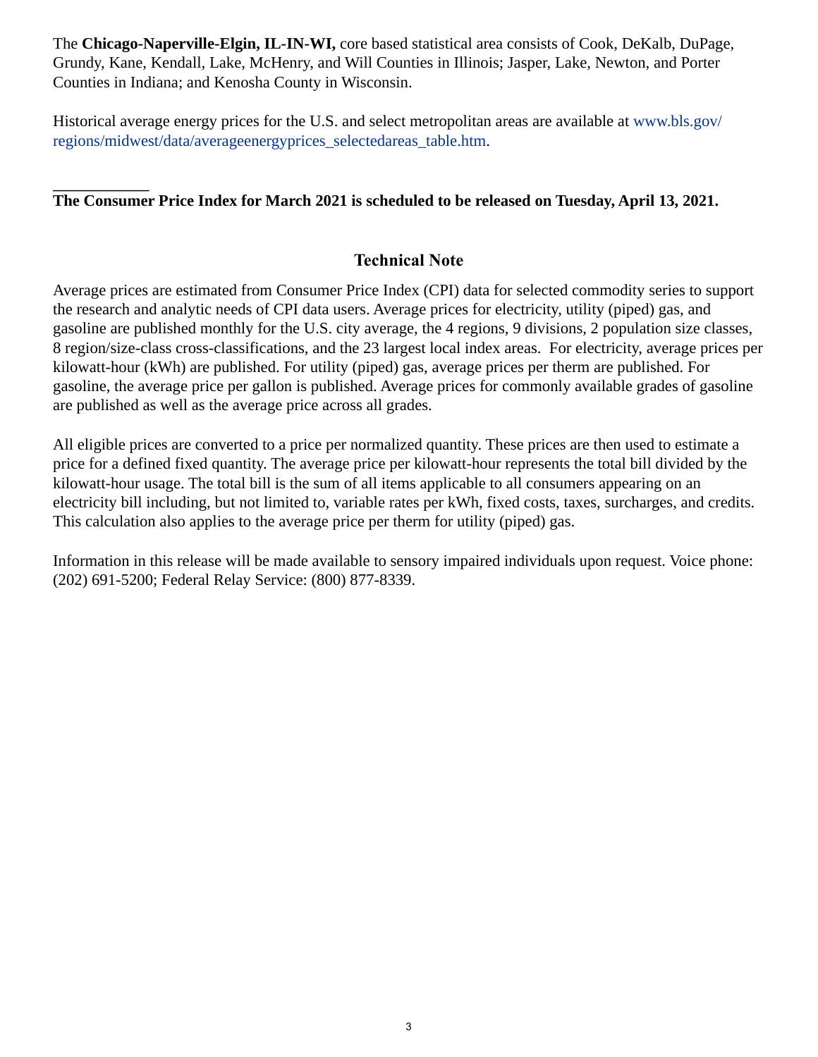The **Chicago-Naperville-Elgin, IL-IN-WI,** core based statistical area consists of Cook, DeKalb, DuPage, Grundy, Kane, Kendall, Lake, McHenry, and Will Counties in Illinois; Jasper, Lake, Newton, and Porter Counties in Indiana; and Kenosha County in Wisconsin.

Historical average energy prices for the U.S. and select metropolitan areas are available at www.bls.gov/regions/midwest/data/averageenergyprices_selectedareas_table.htm.

**The Consumer Price Index for March 2021 is scheduled to be released on Tuesday, April 13, 2021.**

## Technical Note

Average prices are estimated from Consumer Price Index (CPI) data for selected commodity series to support the research and analytic needs of CPI data users. Average prices for electricity, utility (piped) gas, and gasoline are published monthly for the U.S. city average, the 4 regions, 9 divisions, 2 population size classes, 8 region/size-class cross-classifications, and the 23 largest local index areas. For electricity, average prices per kilowatt-hour (kWh) are published. For utility (piped) gas, average prices per therm are published. For gasoline, the average price per gallon is published. Average prices for commonly available grades of gasoline are published as well as the average price across all grades.

All eligible prices are converted to a price per normalized quantity. These prices are then used to estimate a price for a defined fixed quantity. The average price per kilowatt-hour represents the total bill divided by the kilowatt-hour usage. The total bill is the sum of all items applicable to all consumers appearing on an electricity bill including, but not limited to, variable rates per kWh, fixed costs, taxes, surcharges, and credits. This calculation also applies to the average price per therm for utility (piped) gas.

Information in this release will be made available to sensory impaired individuals upon request. Voice phone: (202) 691-5200; Federal Relay Service: (800) 877-8339.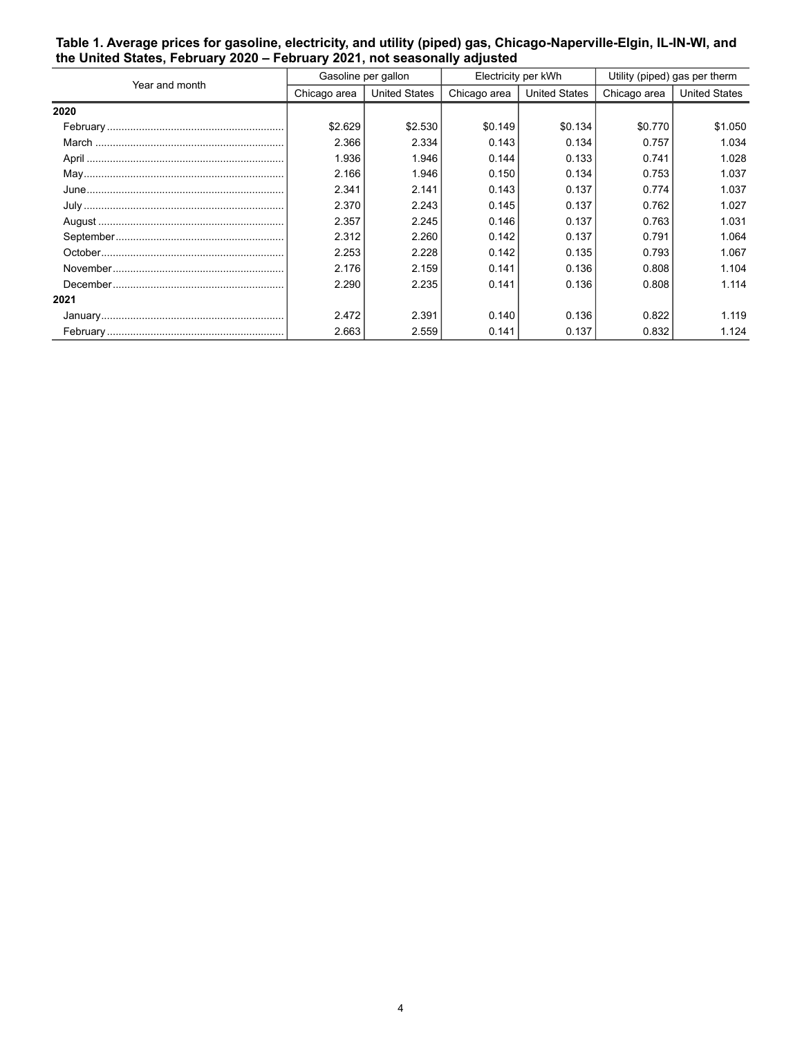**Table 1. Average prices for gasoline, electricity, and utility (piped) gas, Chicago-Naperville-Elgin, IL-IN-WI, and the United States, February 2020 – February 2021, not seasonally adjusted**

| Year and month | Gasoline per gallon | | Electricity per kWh | | Utility (piped) gas per therm | |
|---|---|---|---|---|---|---|
| | Chicago area | United States | Chicago area | United States | Chicago area | United States |
| **2020** | | | | | | |
| February | $2.629 | $2.530 | $0.149 | $0.134 | $0.770 | $1.050 |
| March | 2.366 | 2.334 | 0.143 | 0.134 | 0.757 | 1.034 |
| April | 1.936 | 1.946 | 0.144 | 0.133 | 0.741 | 1.028 |
| May | 2.166 | 1.946 | 0.150 | 0.134 | 0.753 | 1.037 |
| June | 2.341 | 2.141 | 0.143 | 0.137 | 0.774 | 1.037 |
| July | 2.370 | 2.243 | 0.145 | 0.137 | 0.762 | 1.027 |
| August | 2.357 | 2.245 | 0.146 | 0.137 | 0.763 | 1.031 |
| September | 2.312 | 2.260 | 0.142 | 0.137 | 0.791 | 1.064 |
| October | 2.253 | 2.228 | 0.142 | 0.135 | 0.793 | 1.067 |
| November | 2.176 | 2.159 | 0.141 | 0.136 | 0.808 | 1.104 |
| December | 2.290 | 2.235 | 0.141 | 0.136 | 0.808 | 1.114 |
| **2021** | | | | | | |
| January | 2.472 | 2.391 | 0.140 | 0.136 | 0.822 | 1.119 |
| February | 2.663 | 2.559 | 0.141 | 0.137 | 0.832 | 1.124 |